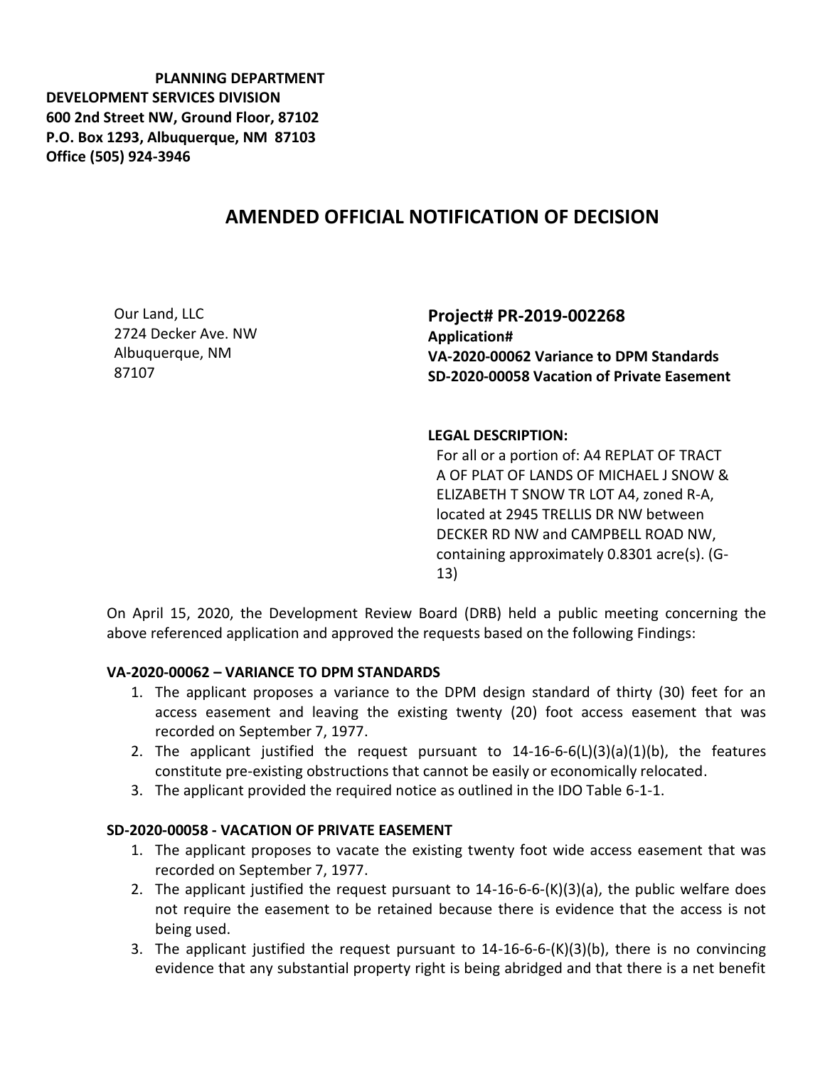**PLANNING DEPARTMENT**
**DEVELOPMENT SERVICES DIVISION**
**600 2nd Street NW, Ground Floor, 87102**
**P.O. Box 1293, Albuquerque, NM 87103**
**Office (505) 924-3946**

# AMENDED OFFICIAL NOTIFICATION OF DECISION

Our Land, LLC
2724 Decker Ave. NW
Albuquerque, NM
87107

## Project# PR-2019-002268

**Application#**
**VA-2020-00062 Variance to DPM Standards**
**SD-2020-00058 Vacation of Private Easement**

**LEGAL DESCRIPTION:**
For all or a portion of: A4 REPLAT OF TRACT A OF PLAT OF LANDS OF MICHAEL J SNOW & ELIZABETH T SNOW TR LOT A4, zoned R-A, located at 2945 TRELLIS DR NW between DECKER RD NW and CAMPBELL ROAD NW, containing approximately 0.8301 acre(s). (G-13)

On April 15, 2020, the Development Review Board (DRB) held a public meeting concerning the above referenced application and approved the requests based on the following Findings:

### VA-2020-00062 – VARIANCE TO DPM STANDARDS

1. The applicant proposes a variance to the DPM design standard of thirty (30) feet for an access easement and leaving the existing twenty (20) foot access easement that was recorded on September 7, 1977.
2. The applicant justified the request pursuant to 14-16-6-6(L)(3)(a)(1)(b), the features constitute pre-existing obstructions that cannot be easily or economically relocated.
3. The applicant provided the required notice as outlined in the IDO Table 6-1-1.

### SD-2020-00058 - VACATION OF PRIVATE EASEMENT

1. The applicant proposes to vacate the existing twenty foot wide access easement that was recorded on September 7, 1977.
2. The applicant justified the request pursuant to 14-16-6-6-(K)(3)(a), the public welfare does not require the easement to be retained because there is evidence that the access is not being used.
3. The applicant justified the request pursuant to 14-16-6-6-(K)(3)(b), there is no convincing evidence that any substantial property right is being abridged and that there is a net benefit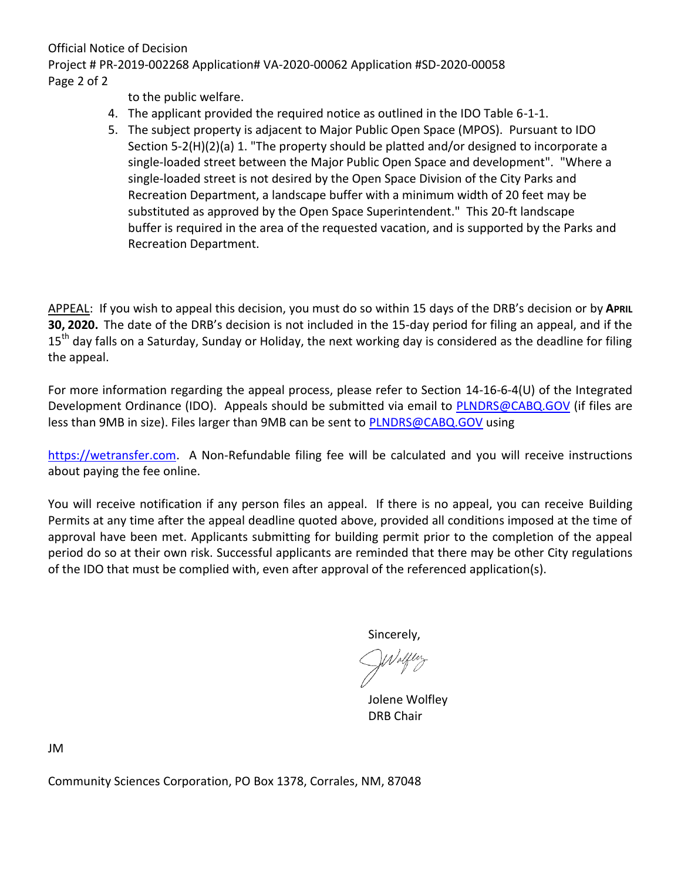to the public welfare.

4. The applicant provided the required notice as outlined in the IDO Table 6-1-1.
5. The subject property is adjacent to Major Public Open Space (MPOS). Pursuant to IDO Section 5-2(H)(2)(a) 1. "The property should be platted and/or designed to incorporate a single-loaded street between the Major Public Open Space and development". "Where a single-loaded street is not desired by the Open Space Division of the City Parks and Recreation Department, a landscape buffer with a minimum width of 20 feet may be substituted as approved by the Open Space Superintendent." This 20-ft landscape buffer is required in the area of the requested vacation, and is supported by the Parks and Recreation Department.

APPEAL: If you wish to appeal this decision, you must do so within 15 days of the DRB's decision or by **APRIL 30, 2020.** The date of the DRB's decision is not included in the 15-day period for filing an appeal, and if the 15th day falls on a Saturday, Sunday or Holiday, the next working day is considered as the deadline for filing the appeal.

For more information regarding the appeal process, please refer to Section 14-16-6-4(U) of the Integrated Development Ordinance (IDO). Appeals should be submitted via email to PLNDRS@CABQ.GOV (if files are less than 9MB in size). Files larger than 9MB can be sent to PLNDRS@CABQ.GOV using

https://wetransfer.com. A Non-Refundable filing fee will be calculated and you will receive instructions about paying the fee online.

You will receive notification if any person files an appeal. If there is no appeal, you can receive Building Permits at any time after the appeal deadline quoted above, provided all conditions imposed at the time of approval have been met. Applicants submitting for building permit prior to the completion of the appeal period do so at their own risk. Successful applicants are reminded that there may be other City regulations of the IDO that must be complied with, even after approval of the referenced application(s).

Sincerely,

JWolfley

Jolene Wolfley
DRB Chair

JM

Community Sciences Corporation, PO Box 1378, Corrales, NM, 87048